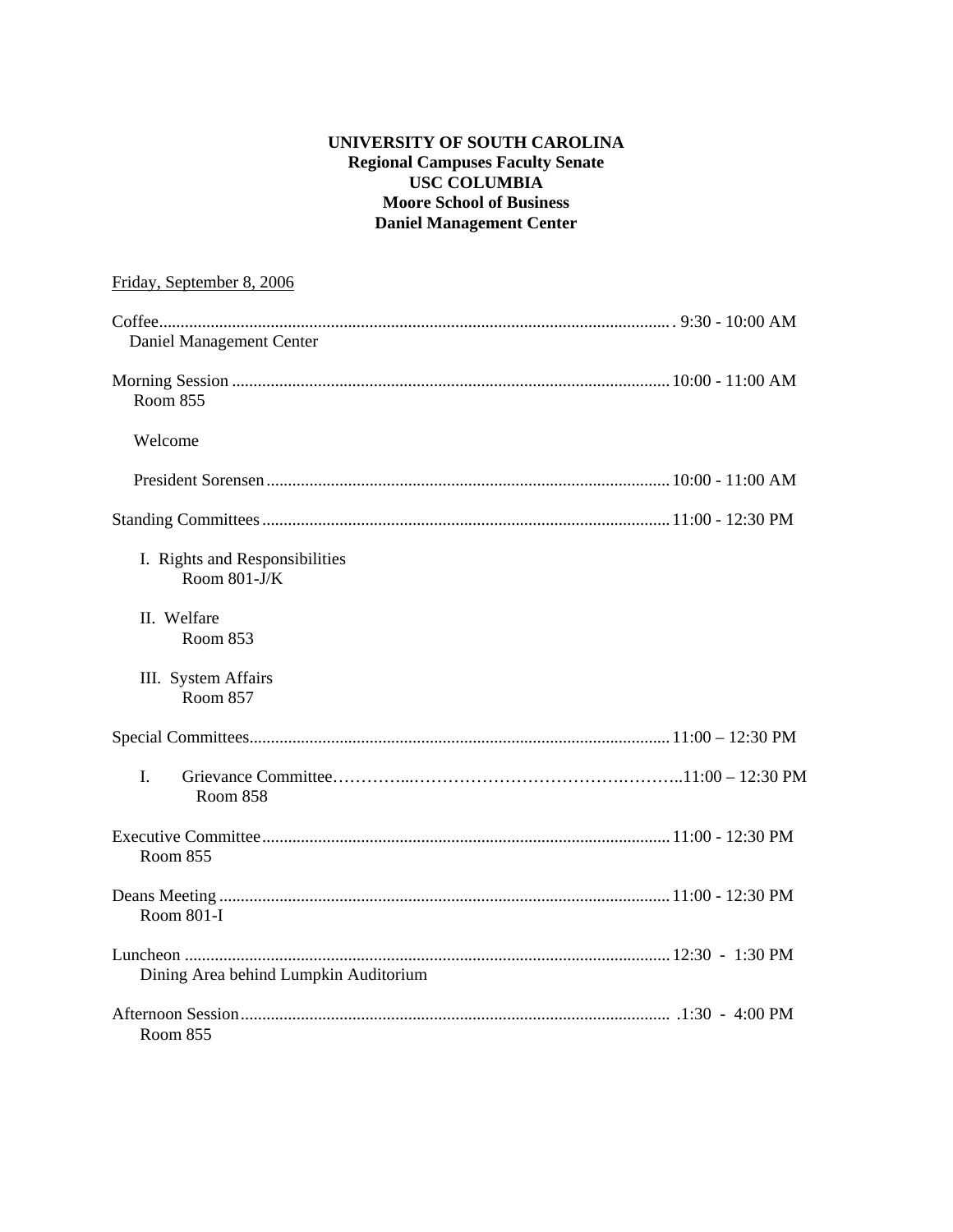**UNIVERSITY OF SOUTH CAROLINA**
**Regional Campuses Faculty Senate**
**USC COLUMBIA**
**Moore School of Business**
**Daniel Management Center**

Friday, September 8, 2006

Coffee....................................................................................................... . 9:30 - 10:00 AM
Daniel Management Center

Morning Session ..................................................................................... 10:00 - 11:00 AM
Room 855

Welcome

President Sorensen ............................................................................. 10:00 - 11:00 AM

Standing Committees .............................................................................. 11:00 - 12:30 PM

I. Rights and Responsibilities
Room 801-J/K

II. Welfare
Room 853

III. System Affairs
Room 857

Special Committees................................................................................. 11:00 – 12:30 PM

I. Grievance Committee…………...……………………………….………..11:00 – 12:30 PM
Room 858

Executive Committee .............................................................................. 11:00 - 12:30 PM
Room 855

Deans Meeting ........................................................................................ 11:00 - 12:30 PM
Room 801-I

Luncheon ................................................................................................ 12:30 - 1:30 PM
Dining Area behind Lumpkin Auditorium

Afternoon Session................................................................................... .1:30 - 4:00 PM
Room 855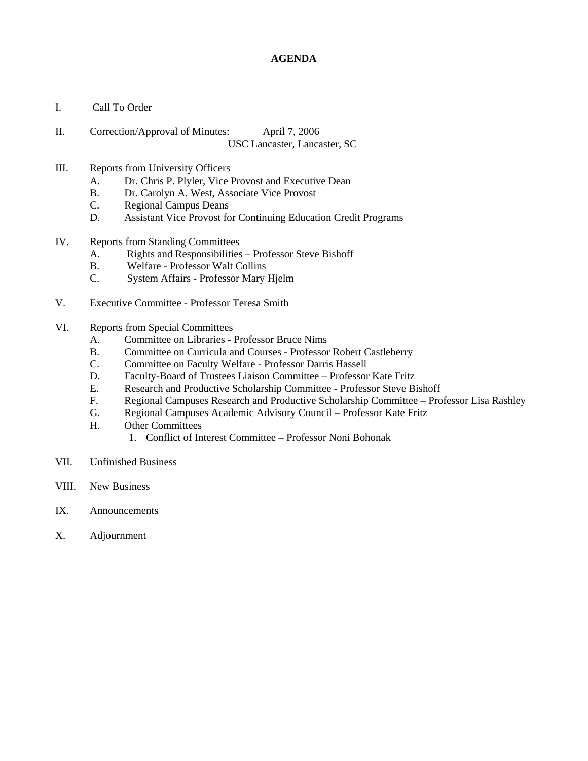# AGENDA

I. Call To Order

II. Correction/Approval of Minutes: April 7, 2006
USC Lancaster, Lancaster, SC

III. Reports from University Officers
   A. Dr. Chris P. Plyler, Vice Provost and Executive Dean
   B. Dr. Carolyn A. West, Associate Vice Provost
   C. Regional Campus Deans
   D. Assistant Vice Provost for Continuing Education Credit Programs

IV. Reports from Standing Committees
   A. Rights and Responsibilities – Professor Steve Bishoff
   B. Welfare - Professor Walt Collins
   C. System Affairs - Professor Mary Hjelm

V. Executive Committee - Professor Teresa Smith

VI. Reports from Special Committees
   A. Committee on Libraries - Professor Bruce Nims
   B. Committee on Curricula and Courses - Professor Robert Castleberry
   C. Committee on Faculty Welfare - Professor Darris Hassell
   D. Faculty-Board of Trustees Liaison Committee – Professor Kate Fritz
   E. Research and Productive Scholarship Committee - Professor Steve Bishoff
   F. Regional Campuses Research and Productive Scholarship Committee – Professor Lisa Rashley
   G. Regional Campuses Academic Advisory Council – Professor Kate Fritz
   H. Other Committees
      1. Conflict of Interest Committee – Professor Noni Bohonak

VII. Unfinished Business

VIII. New Business

IX. Announcements

X. Adjournment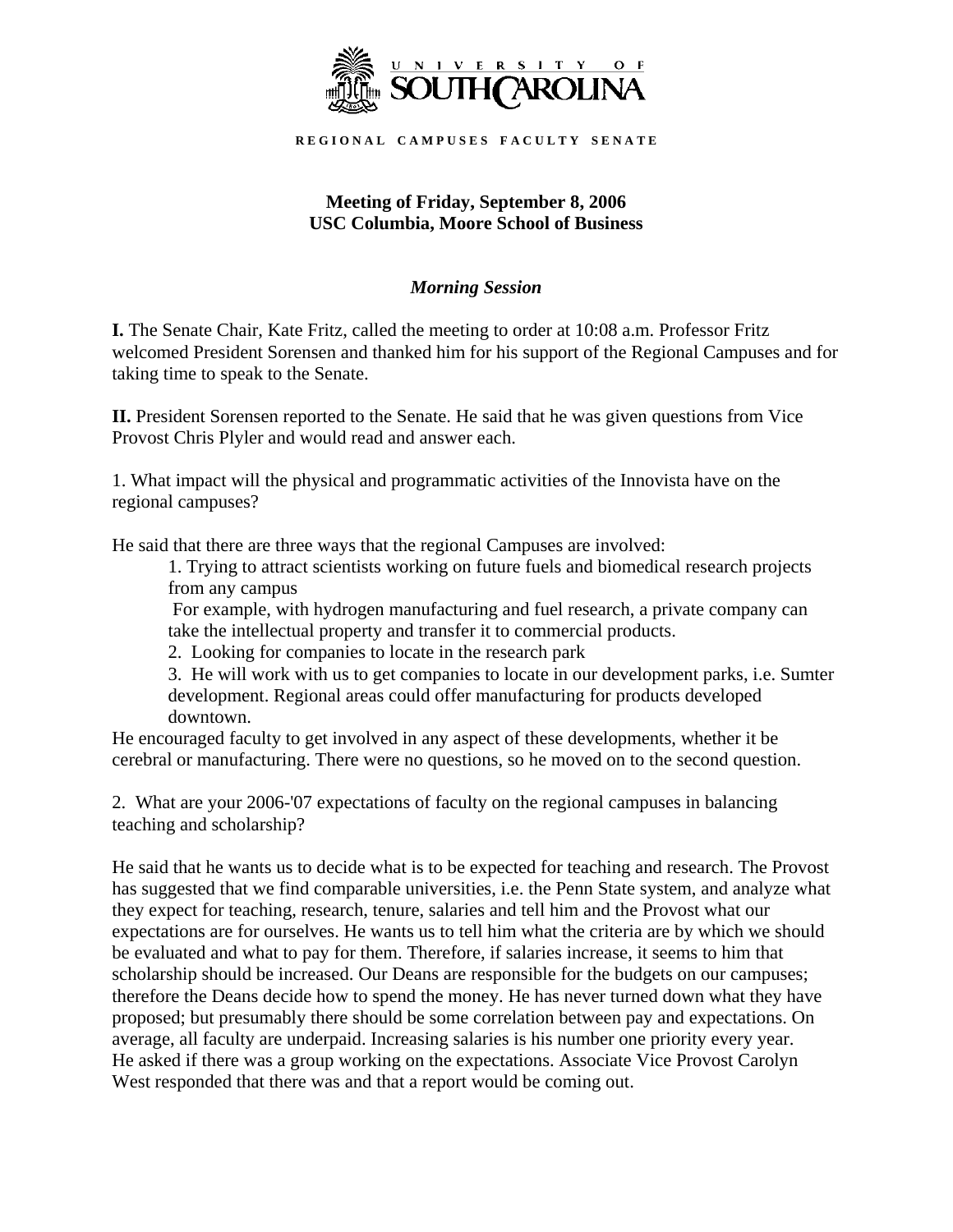**REGIONAL CAMPUSES FACULTY SENATE**

**Meeting of Friday, September 8, 2006**
**USC Columbia, Moore School of Business**

***Morning Session***

**I.** The Senate Chair, Kate Fritz, called the meeting to order at 10:08 a.m. Professor Fritz welcomed President Sorensen and thanked him for his support of the Regional Campuses and for taking time to speak to the Senate.

**II.** President Sorensen reported to the Senate. He said that he was given questions from Vice Provost Chris Plyler and would read and answer each.

1. What impact will the physical and programmatic activities of the Innovista have on the regional campuses?

He said that there are three ways that the regional Campuses are involved:

1. Trying to attract scientists working on future fuels and biomedical research projects from any campus
 For example, with hydrogen manufacturing and fuel research, a private company can take the intellectual property and transfer it to commercial products.
2. Looking for companies to locate in the research park
3. He will work with us to get companies to locate in our development parks, i.e. Sumter development. Regional areas could offer manufacturing for products developed downtown.

He encouraged faculty to get involved in any aspect of these developments, whether it be cerebral or manufacturing. There were no questions, so he moved on to the second question.

2. What are your 2006-'07 expectations of faculty on the regional campuses in balancing teaching and scholarship?

He said that he wants us to decide what is to be expected for teaching and research. The Provost has suggested that we find comparable universities, i.e. the Penn State system, and analyze what they expect for teaching, research, tenure, salaries and tell him and the Provost what our expectations are for ourselves. He wants us to tell him what the criteria are by which we should be evaluated and what to pay for them. Therefore, if salaries increase, it seems to him that scholarship should be increased. Our Deans are responsible for the budgets on our campuses; therefore the Deans decide how to spend the money. He has never turned down what they have proposed; but presumably there should be some correlation between pay and expectations. On average, all faculty are underpaid. Increasing salaries is his number one priority every year. He asked if there was a group working on the expectations. Associate Vice Provost Carolyn West responded that there was and that a report would be coming out.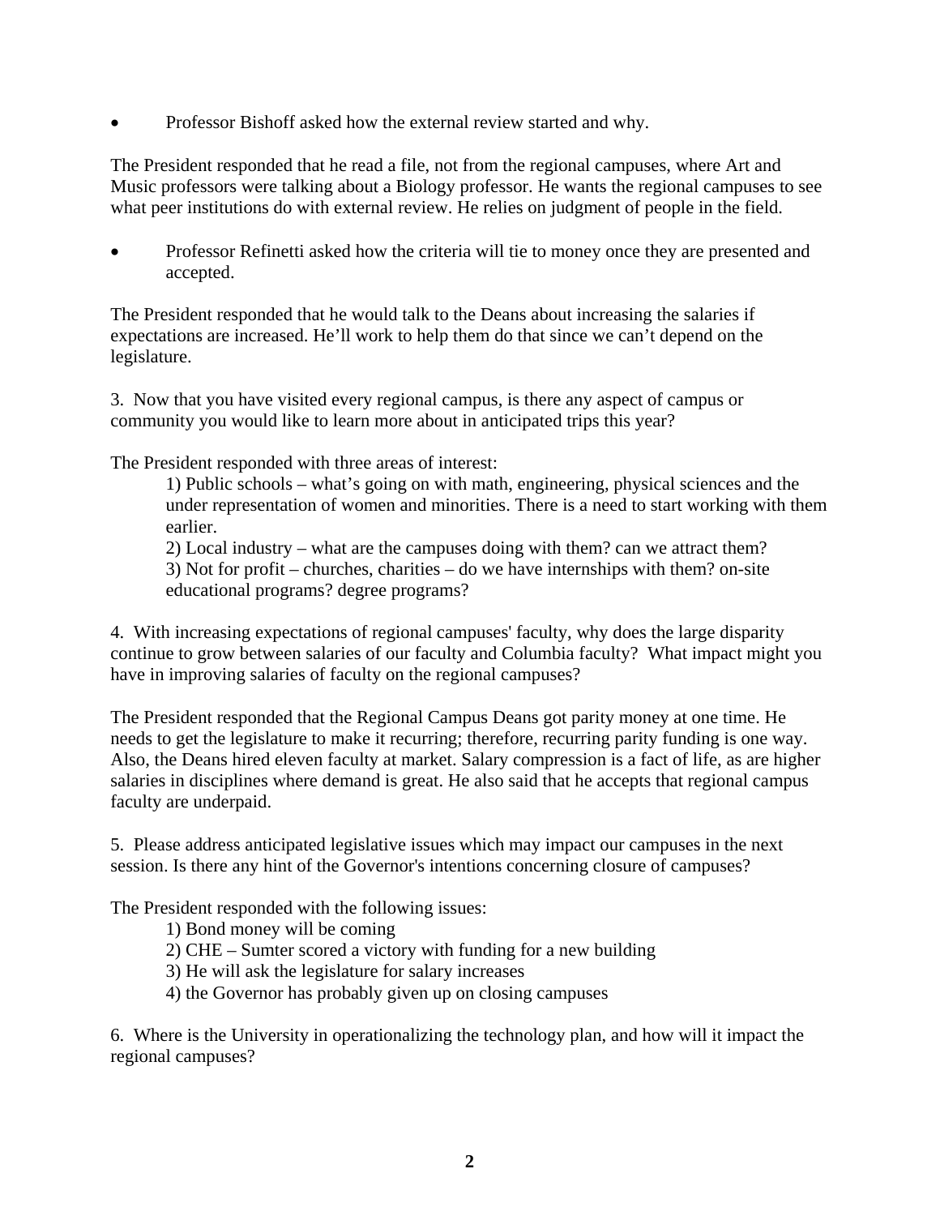- Professor Bishoff asked how the external review started and why.

The President responded that he read a file, not from the regional campuses, where Art and Music professors were talking about a Biology professor. He wants the regional campuses to see what peer institutions do with external review. He relies on judgment of people in the field.

- Professor Refinetti asked how the criteria will tie to money once they are presented and accepted.

The President responded that he would talk to the Deans about increasing the salaries if expectations are increased. He'll work to help them do that since we can't depend on the legislature.

3. Now that you have visited every regional campus, is there any aspect of campus or community you would like to learn more about in anticipated trips this year?

The President responded with three areas of interest:

> 1) Public schools – what's going on with math, engineering, physical sciences and the under representation of women and minorities. There is a need to start working with them earlier.
> 2) Local industry – what are the campuses doing with them? can we attract them?
> 3) Not for profit – churches, charities – do we have internships with them? on-site educational programs? degree programs?

4. With increasing expectations of regional campuses' faculty, why does the large disparity continue to grow between salaries of our faculty and Columbia faculty? What impact might you have in improving salaries of faculty on the regional campuses?

The President responded that the Regional Campus Deans got parity money at one time. He needs to get the legislature to make it recurring; therefore, recurring parity funding is one way. Also, the Deans hired eleven faculty at market. Salary compression is a fact of life, as are higher salaries in disciplines where demand is great. He also said that he accepts that regional campus faculty are underpaid.

5. Please address anticipated legislative issues which may impact our campuses in the next session. Is there any hint of the Governor's intentions concerning closure of campuses?

The President responded with the following issues:

> 1) Bond money will be coming
> 2) CHE – Sumter scored a victory with funding for a new building
> 3) He will ask the legislature for salary increases
> 4) the Governor has probably given up on closing campuses

6. Where is the University in operationalizing the technology plan, and how will it impact the regional campuses?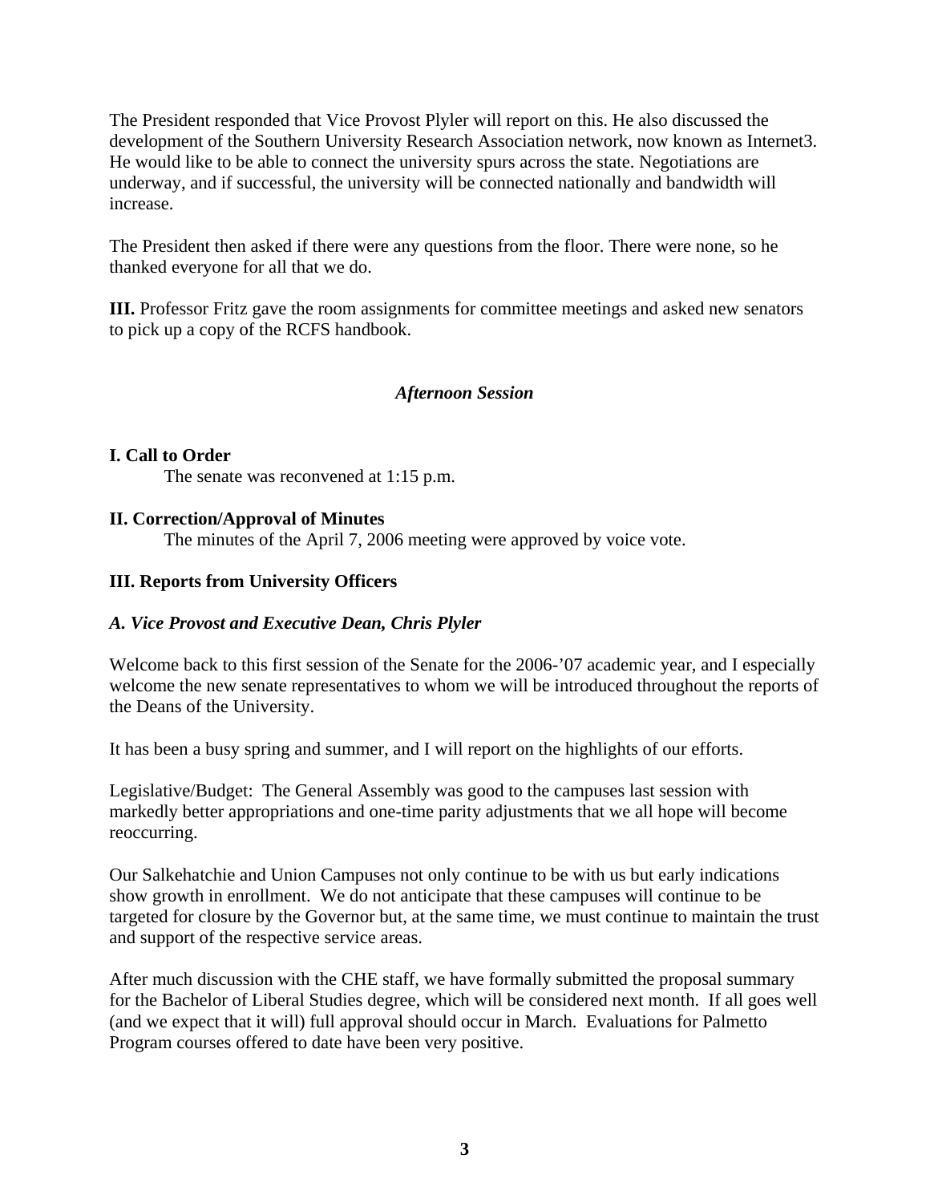The President responded that Vice Provost Plyler will report on this. He also discussed the development of the Southern University Research Association network, now known as Internet3. He would like to be able to connect the university spurs across the state. Negotiations are underway, and if successful, the university will be connected nationally and bandwidth will increase.

The President then asked if there were any questions from the floor. There were none, so he thanked everyone for all that we do.

**III.** Professor Fritz gave the room assignments for committee meetings and asked new senators to pick up a copy of the RCFS handbook.

### *Afternoon Session*

**I. Call to Order**

The senate was reconvened at 1:15 p.m.

**II. Correction/Approval of Minutes**

The minutes of the April 7, 2006 meeting were approved by voice vote.

**III. Reports from University Officers**

***A. Vice Provost and Executive Dean, Chris Plyler***

Welcome back to this first session of the Senate for the 2006-'07 academic year, and I especially welcome the new senate representatives to whom we will be introduced throughout the reports of the Deans of the University.

It has been a busy spring and summer, and I will report on the highlights of our efforts.

Legislative/Budget: The General Assembly was good to the campuses last session with markedly better appropriations and one-time parity adjustments that we all hope will become reoccurring.

Our Salkehatchie and Union Campuses not only continue to be with us but early indications show growth in enrollment. We do not anticipate that these campuses will continue to be targeted for closure by the Governor but, at the same time, we must continue to maintain the trust and support of the respective service areas.

After much discussion with the CHE staff, we have formally submitted the proposal summary for the Bachelor of Liberal Studies degree, which will be considered next month. If all goes well (and we expect that it will) full approval should occur in March. Evaluations for Palmetto Program courses offered to date have been very positive.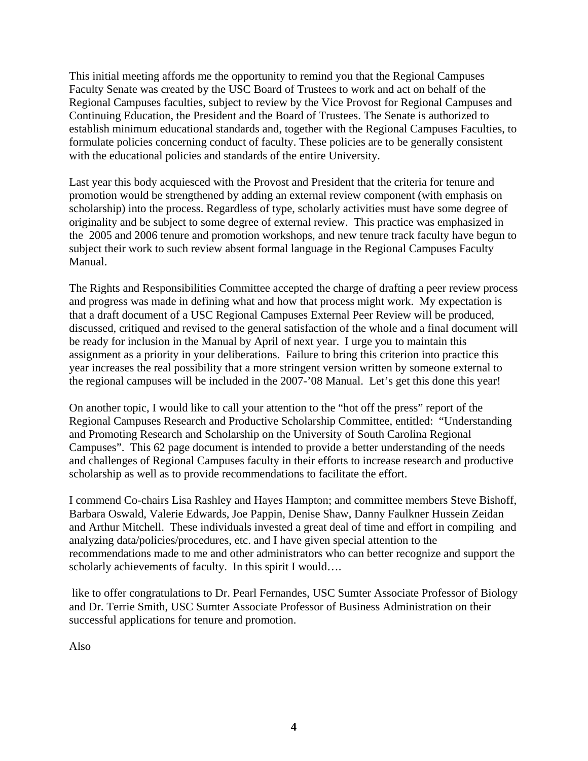This initial meeting affords me the opportunity to remind you that the Regional Campuses Faculty Senate was created by the USC Board of Trustees to work and act on behalf of the Regional Campuses faculties, subject to review by the Vice Provost for Regional Campuses and Continuing Education, the President and the Board of Trustees. The Senate is authorized to establish minimum educational standards and, together with the Regional Campuses Faculties, to formulate policies concerning conduct of faculty. These policies are to be generally consistent with the educational policies and standards of the entire University.

Last year this body acquiesced with the Provost and President that the criteria for tenure and promotion would be strengthened by adding an external review component (with emphasis on scholarship) into the process. Regardless of type, scholarly activities must have some degree of originality and be subject to some degree of external review. This practice was emphasized in the 2005 and 2006 tenure and promotion workshops, and new tenure track faculty have begun to subject their work to such review absent formal language in the Regional Campuses Faculty Manual.

The Rights and Responsibilities Committee accepted the charge of drafting a peer review process and progress was made in defining what and how that process might work. My expectation is that a draft document of a USC Regional Campuses External Peer Review will be produced, discussed, critiqued and revised to the general satisfaction of the whole and a final document will be ready for inclusion in the Manual by April of next year. I urge you to maintain this assignment as a priority in your deliberations. Failure to bring this criterion into practice this year increases the real possibility that a more stringent version written by someone external to the regional campuses will be included in the 2007-'08 Manual. Let's get this done this year!

On another topic, I would like to call your attention to the "hot off the press" report of the Regional Campuses Research and Productive Scholarship Committee, entitled: "Understanding and Promoting Research and Scholarship on the University of South Carolina Regional Campuses". This 62 page document is intended to provide a better understanding of the needs and challenges of Regional Campuses faculty in their efforts to increase research and productive scholarship as well as to provide recommendations to facilitate the effort.

I commend Co-chairs Lisa Rashley and Hayes Hampton; and committee members Steve Bishoff, Barbara Oswald, Valerie Edwards, Joe Pappin, Denise Shaw, Danny Faulkner Hussein Zeidan and Arthur Mitchell. These individuals invested a great deal of time and effort in compiling and analyzing data/policies/procedures, etc. and I have given special attention to the recommendations made to me and other administrators who can better recognize and support the scholarly achievements of faculty. In this spirit I would….

like to offer congratulations to Dr. Pearl Fernandes, USC Sumter Associate Professor of Biology and Dr. Terrie Smith, USC Sumter Associate Professor of Business Administration on their successful applications for tenure and promotion.

Also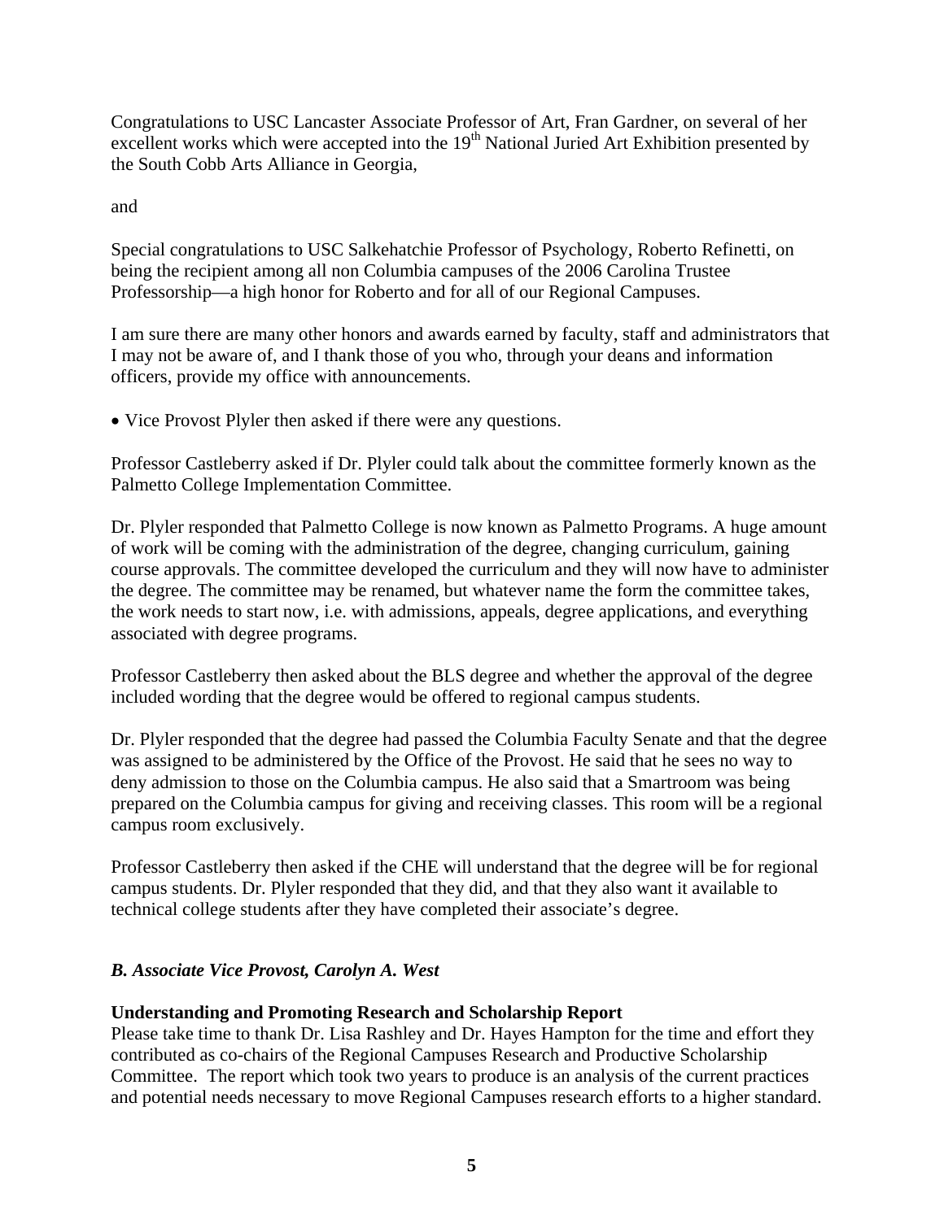Congratulations to USC Lancaster Associate Professor of Art, Fran Gardner, on several of her excellent works which were accepted into the 19th National Juried Art Exhibition presented by the South Cobb Arts Alliance in Georgia,

and

Special congratulations to USC Salkehatchie Professor of Psychology, Roberto Refinetti, on being the recipient among all non Columbia campuses of the 2006 Carolina Trustee Professorship—a high honor for Roberto and for all of our Regional Campuses.

I am sure there are many other honors and awards earned by faculty, staff and administrators that I may not be aware of, and I thank those of you who, through your deans and information officers, provide my office with announcements.

- Vice Provost Plyler then asked if there were any questions.

Professor Castleberry asked if Dr. Plyler could talk about the committee formerly known as the Palmetto College Implementation Committee.

Dr. Plyler responded that Palmetto College is now known as Palmetto Programs. A huge amount of work will be coming with the administration of the degree, changing curriculum, gaining course approvals. The committee developed the curriculum and they will now have to administer the degree. The committee may be renamed, but whatever name the form the committee takes, the work needs to start now, i.e. with admissions, appeals, degree applications, and everything associated with degree programs.

Professor Castleberry then asked about the BLS degree and whether the approval of the degree included wording that the degree would be offered to regional campus students.

Dr. Plyler responded that the degree had passed the Columbia Faculty Senate and that the degree was assigned to be administered by the Office of the Provost. He said that he sees no way to deny admission to those on the Columbia campus. He also said that a Smartroom was being prepared on the Columbia campus for giving and receiving classes. This room will be a regional campus room exclusively.

Professor Castleberry then asked if the CHE will understand that the degree will be for regional campus students. Dr. Plyler responded that they did, and that they also want it available to technical college students after they have completed their associate's degree.

### *B. Associate Vice Provost, Carolyn A. West*

**Understanding and Promoting Research and Scholarship Report**

Please take time to thank Dr. Lisa Rashley and Dr. Hayes Hampton for the time and effort they contributed as co-chairs of the Regional Campuses Research and Productive Scholarship Committee. The report which took two years to produce is an analysis of the current practices and potential needs necessary to move Regional Campuses research efforts to a higher standard.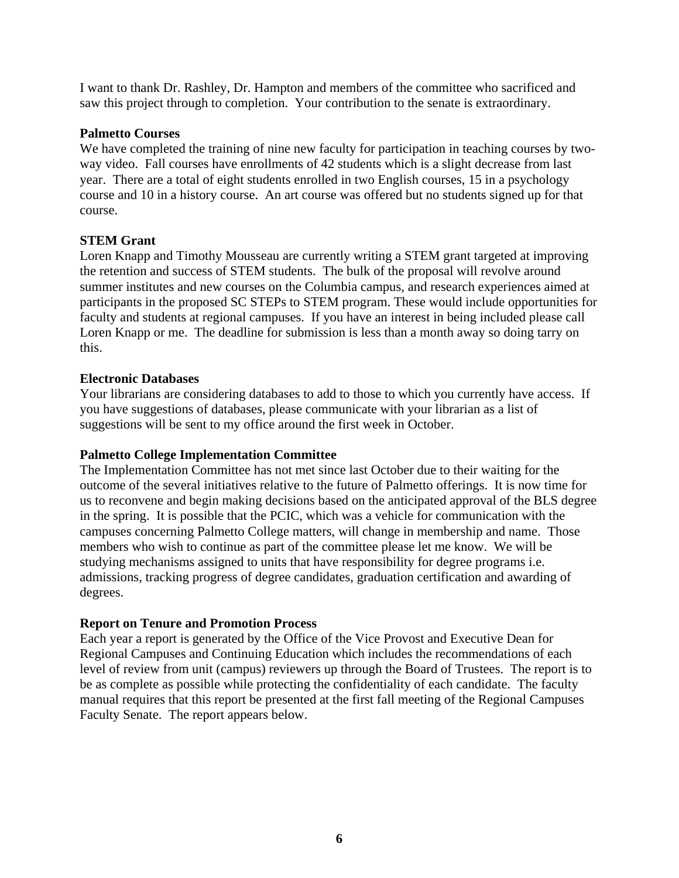I want to thank Dr. Rashley, Dr. Hampton and members of the committee who sacrificed and saw this project through to completion. Your contribution to the senate is extraordinary.

**Palmetto Courses**

We have completed the training of nine new faculty for participation in teaching courses by two-way video. Fall courses have enrollments of 42 students which is a slight decrease from last year. There are a total of eight students enrolled in two English courses, 15 in a psychology course and 10 in a history course. An art course was offered but no students signed up for that course.

**STEM Grant**

Loren Knapp and Timothy Mousseau are currently writing a STEM grant targeted at improving the retention and success of STEM students. The bulk of the proposal will revolve around summer institutes and new courses on the Columbia campus, and research experiences aimed at participants in the proposed SC STEPs to STEM program. These would include opportunities for faculty and students at regional campuses. If you have an interest in being included please call Loren Knapp or me. The deadline for submission is less than a month away so doing tarry on this.

**Electronic Databases**

Your librarians are considering databases to add to those to which you currently have access. If you have suggestions of databases, please communicate with your librarian as a list of suggestions will be sent to my office around the first week in October.

**Palmetto College Implementation Committee**

The Implementation Committee has not met since last October due to their waiting for the outcome of the several initiatives relative to the future of Palmetto offerings. It is now time for us to reconvene and begin making decisions based on the anticipated approval of the BLS degree in the spring. It is possible that the PCIC, which was a vehicle for communication with the campuses concerning Palmetto College matters, will change in membership and name. Those members who wish to continue as part of the committee please let me know. We will be studying mechanisms assigned to units that have responsibility for degree programs i.e. admissions, tracking progress of degree candidates, graduation certification and awarding of degrees.

**Report on Tenure and Promotion Process**

Each year a report is generated by the Office of the Vice Provost and Executive Dean for Regional Campuses and Continuing Education which includes the recommendations of each level of review from unit (campus) reviewers up through the Board of Trustees. The report is to be as complete as possible while protecting the confidentiality of each candidate. The faculty manual requires that this report be presented at the first fall meeting of the Regional Campuses Faculty Senate. The report appears below.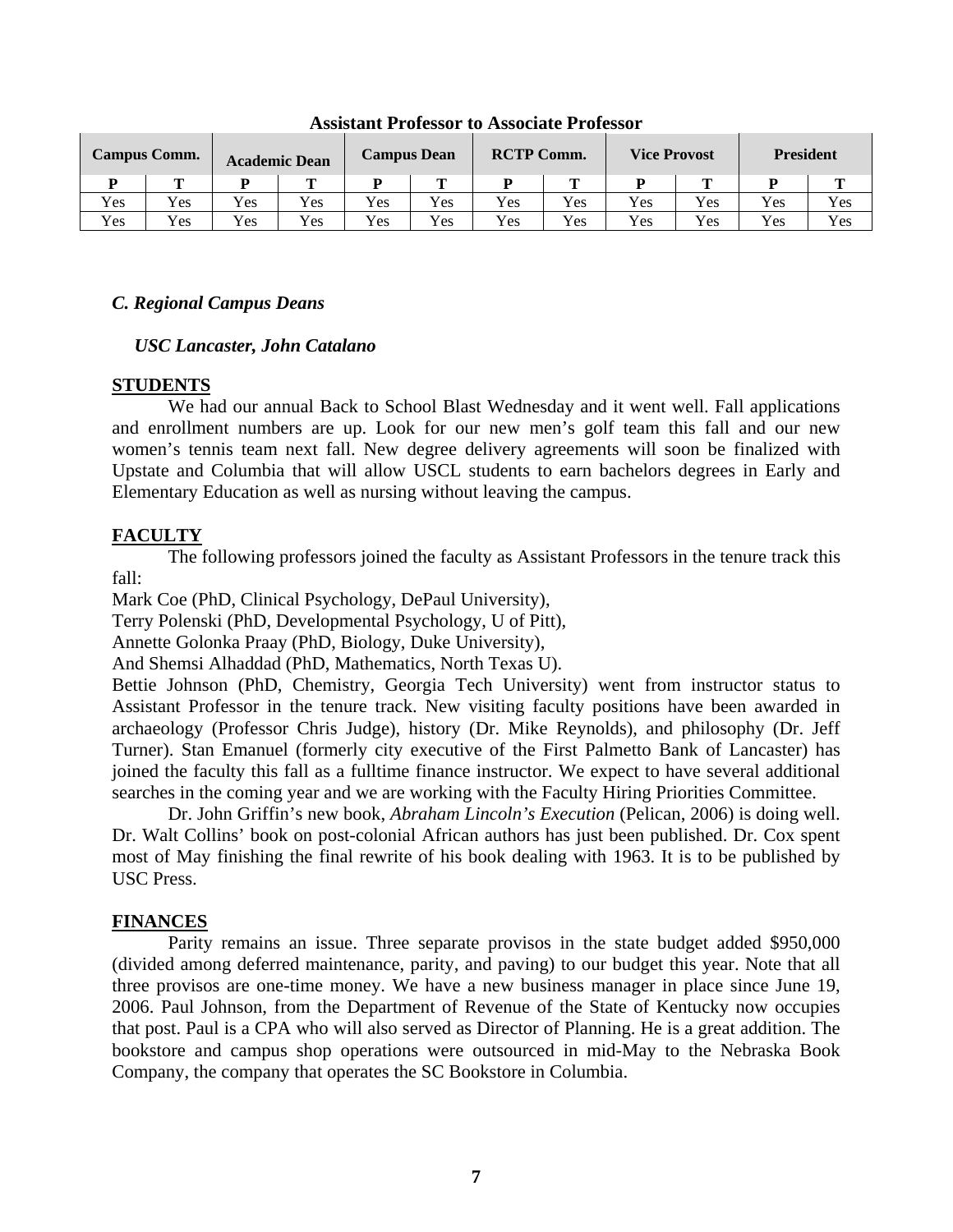**Assistant Professor to Associate Professor**

| Campus Comm. | | Academic Dean | | Campus Dean | | RCTP Comm. | | Vice Provost | | President | |
|---|---|---|---|---|---|---|---|---|---|---|---|
| P | T | P | T | P | T | P | T | P | T | P | T |
| Yes | Yes | Yes | Yes | Yes | Yes | Yes | Yes | Yes | Yes | Yes | Yes |
| Yes | Yes | Yes | Yes | Yes | Yes | Yes | Yes | Yes | Yes | Yes | Yes |

### *C. Regional Campus Deans*

#### *USC Lancaster, John Catalano*

**STUDENTS**

We had our annual Back to School Blast Wednesday and it went well. Fall applications and enrollment numbers are up. Look for our new men's golf team this fall and our new women's tennis team next fall. New degree delivery agreements will soon be finalized with Upstate and Columbia that will allow USCL students to earn bachelors degrees in Early and Elementary Education as well as nursing without leaving the campus.

**FACULTY**

The following professors joined the faculty as Assistant Professors in the tenure track this fall:

Mark Coe (PhD, Clinical Psychology, DePaul University),

Terry Polenski (PhD, Developmental Psychology, U of Pitt),

Annette Golonka Praay (PhD, Biology, Duke University),

And Shemsi Alhaddad (PhD, Mathematics, North Texas U).

Bettie Johnson (PhD, Chemistry, Georgia Tech University) went from instructor status to Assistant Professor in the tenure track. New visiting faculty positions have been awarded in archaeology (Professor Chris Judge), history (Dr. Mike Reynolds), and philosophy (Dr. Jeff Turner). Stan Emanuel (formerly city executive of the First Palmetto Bank of Lancaster) has joined the faculty this fall as a fulltime finance instructor. We expect to have several additional searches in the coming year and we are working with the Faculty Hiring Priorities Committee.

Dr. John Griffin's new book, *Abraham Lincoln's Execution* (Pelican, 2006) is doing well. Dr. Walt Collins' book on post-colonial African authors has just been published. Dr. Cox spent most of May finishing the final rewrite of his book dealing with 1963. It is to be published by USC Press.

**FINANCES**

Parity remains an issue. Three separate provisos in the state budget added $950,000 (divided among deferred maintenance, parity, and paving) to our budget this year. Note that all three provisos are one-time money. We have a new business manager in place since June 19, 2006. Paul Johnson, from the Department of Revenue of the State of Kentucky now occupies that post. Paul is a CPA who will also served as Director of Planning. He is a great addition. The bookstore and campus shop operations were outsourced in mid-May to the Nebraska Book Company, the company that operates the SC Bookstore in Columbia.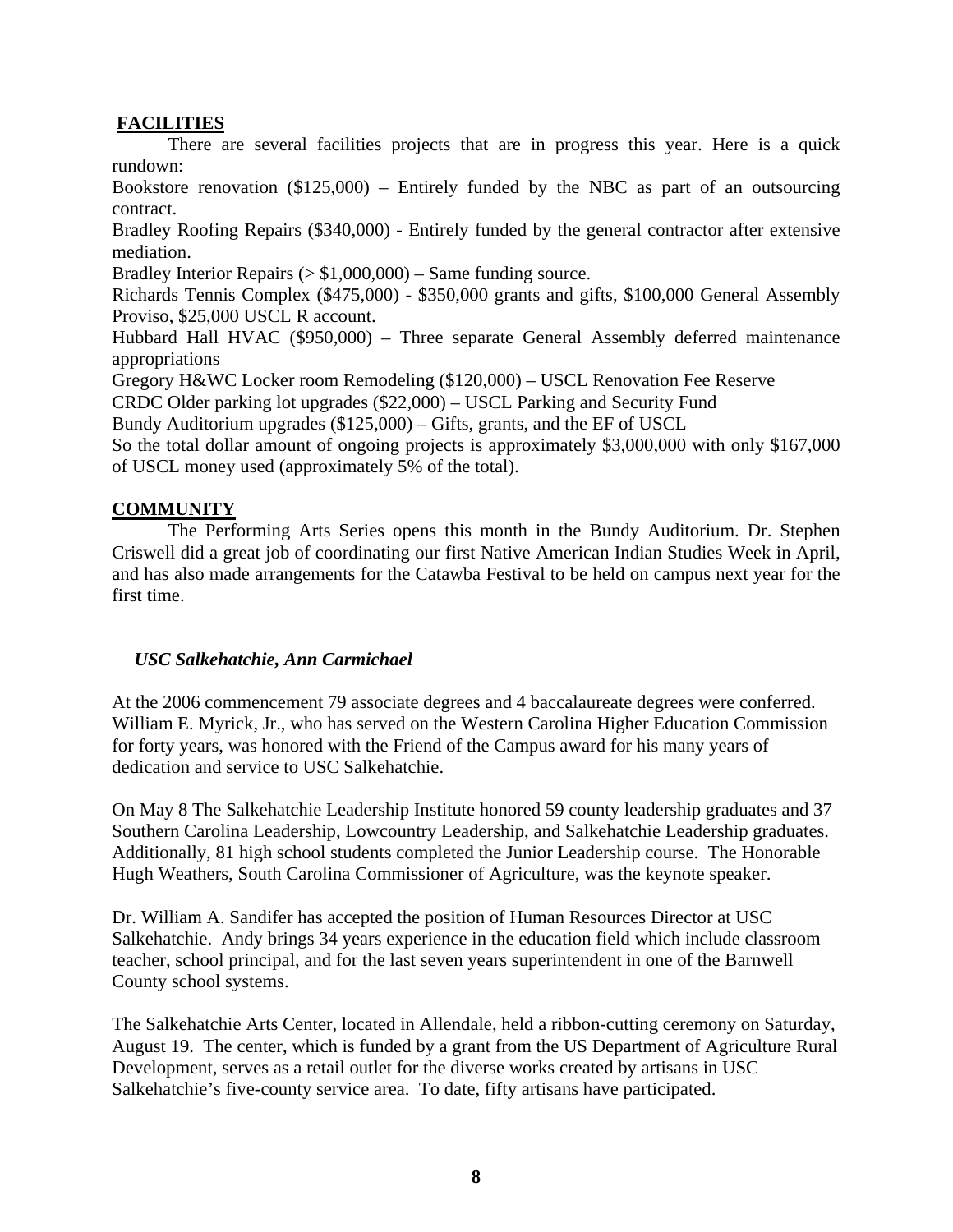**FACILITIES**

There are several facilities projects that are in progress this year. Here is a quick rundown:

Bookstore renovation ($125,000) – Entirely funded by the NBC as part of an outsourcing contract.

Bradley Roofing Repairs ($340,000) - Entirely funded by the general contractor after extensive mediation.

Bradley Interior Repairs (> $1,000,000) – Same funding source.

Richards Tennis Complex ($475,000) - $350,000 grants and gifts, $100,000 General Assembly Proviso, $25,000 USCL R account.

Hubbard Hall HVAC ($950,000) – Three separate General Assembly deferred maintenance appropriations

Gregory H&WC Locker room Remodeling ($120,000) – USCL Renovation Fee Reserve

CRDC Older parking lot upgrades ($22,000) – USCL Parking and Security Fund

Bundy Auditorium upgrades ($125,000) – Gifts, grants, and the EF of USCL

So the total dollar amount of ongoing projects is approximately $3,000,000 with only $167,000 of USCL money used (approximately 5% of the total).

**COMMUNITY**

The Performing Arts Series opens this month in the Bundy Auditorium. Dr. Stephen Criswell did a great job of coordinating our first Native American Indian Studies Week in April, and has also made arrangements for the Catawba Festival to be held on campus next year for the first time.

***USC Salkehatchie, Ann Carmichael***

At the 2006 commencement 79 associate degrees and 4 baccalaureate degrees were conferred. William E. Myrick, Jr., who has served on the Western Carolina Higher Education Commission for forty years, was honored with the Friend of the Campus award for his many years of dedication and service to USC Salkehatchie.

On May 8 The Salkehatchie Leadership Institute honored 59 county leadership graduates and 37 Southern Carolina Leadership, Lowcountry Leadership, and Salkehatchie Leadership graduates. Additionally, 81 high school students completed the Junior Leadership course. The Honorable Hugh Weathers, South Carolina Commissioner of Agriculture, was the keynote speaker.

Dr. William A. Sandifer has accepted the position of Human Resources Director at USC Salkehatchie. Andy brings 34 years experience in the education field which include classroom teacher, school principal, and for the last seven years superintendent in one of the Barnwell County school systems.

The Salkehatchie Arts Center, located in Allendale, held a ribbon-cutting ceremony on Saturday, August 19. The center, which is funded by a grant from the US Department of Agriculture Rural Development, serves as a retail outlet for the diverse works created by artisans in USC Salkehatchie's five-county service area. To date, fifty artisans have participated.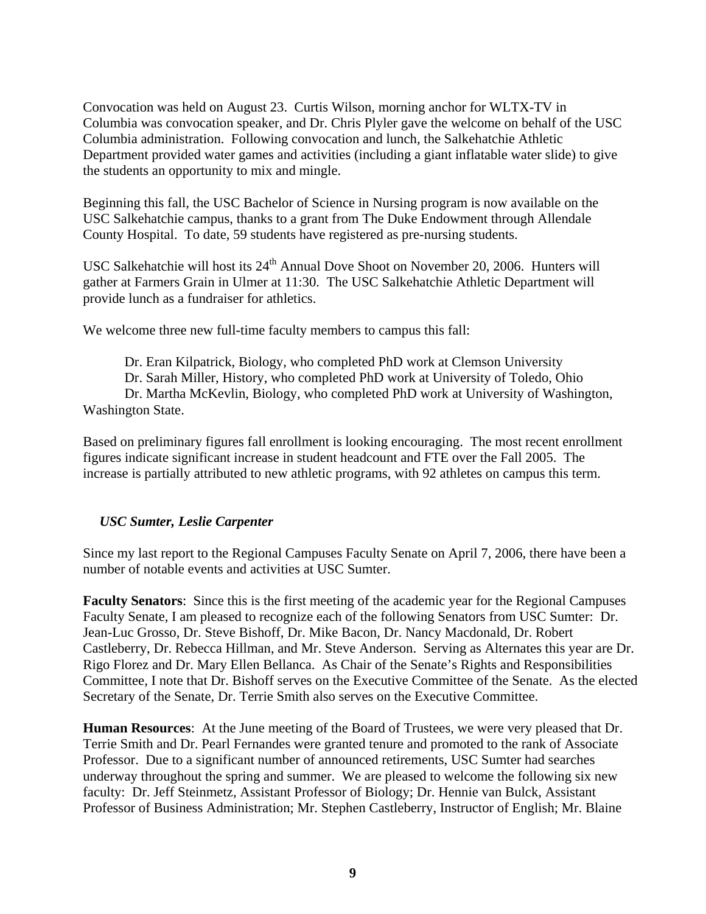Convocation was held on August 23. Curtis Wilson, morning anchor for WLTX-TV in Columbia was convocation speaker, and Dr. Chris Plyler gave the welcome on behalf of the USC Columbia administration. Following convocation and lunch, the Salkehatchie Athletic Department provided water games and activities (including a giant inflatable water slide) to give the students an opportunity to mix and mingle.

Beginning this fall, the USC Bachelor of Science in Nursing program is now available on the USC Salkehatchie campus, thanks to a grant from The Duke Endowment through Allendale County Hospital. To date, 59 students have registered as pre-nursing students.

USC Salkehatchie will host its 24th Annual Dove Shoot on November 20, 2006. Hunters will gather at Farmers Grain in Ulmer at 11:30. The USC Salkehatchie Athletic Department will provide lunch as a fundraiser for athletics.

We welcome three new full-time faculty members to campus this fall:

Dr. Eran Kilpatrick, Biology, who completed PhD work at Clemson University
Dr. Sarah Miller, History, who completed PhD work at University of Toledo, Ohio
Dr. Martha McKevlin, Biology, who completed PhD work at University of Washington, Washington State.

Based on preliminary figures fall enrollment is looking encouraging. The most recent enrollment figures indicate significant increase in student headcount and FTE over the Fall 2005. The increase is partially attributed to new athletic programs, with 92 athletes on campus this term.

***USC Sumter, Leslie Carpenter***

Since my last report to the Regional Campuses Faculty Senate on April 7, 2006, there have been a number of notable events and activities at USC Sumter.

**Faculty Senators**: Since this is the first meeting of the academic year for the Regional Campuses Faculty Senate, I am pleased to recognize each of the following Senators from USC Sumter: Dr. Jean-Luc Grosso, Dr. Steve Bishoff, Dr. Mike Bacon, Dr. Nancy Macdonald, Dr. Robert Castleberry, Dr. Rebecca Hillman, and Mr. Steve Anderson. Serving as Alternates this year are Dr. Rigo Florez and Dr. Mary Ellen Bellanca. As Chair of the Senate's Rights and Responsibilities Committee, I note that Dr. Bishoff serves on the Executive Committee of the Senate. As the elected Secretary of the Senate, Dr. Terrie Smith also serves on the Executive Committee.

**Human Resources**: At the June meeting of the Board of Trustees, we were very pleased that Dr. Terrie Smith and Dr. Pearl Fernandes were granted tenure and promoted to the rank of Associate Professor. Due to a significant number of announced retirements, USC Sumter had searches underway throughout the spring and summer. We are pleased to welcome the following six new faculty: Dr. Jeff Steinmetz, Assistant Professor of Biology; Dr. Hennie van Bulck, Assistant Professor of Business Administration; Mr. Stephen Castleberry, Instructor of English; Mr. Blaine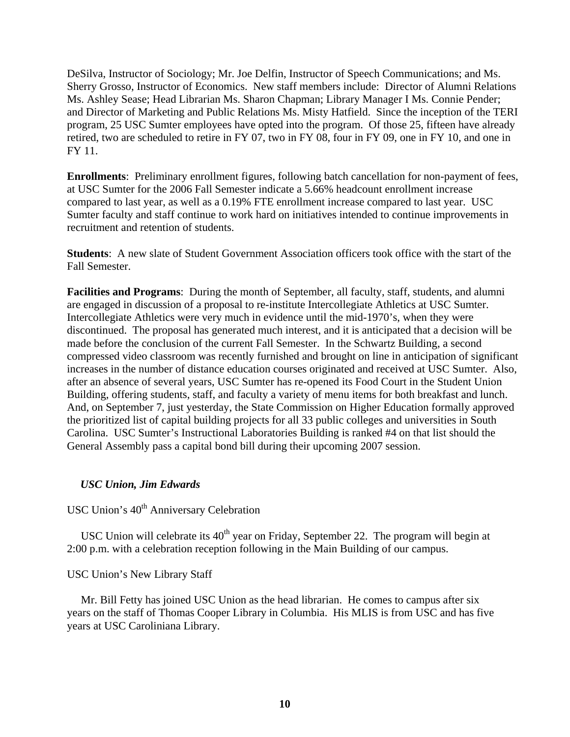DeSilva, Instructor of Sociology; Mr. Joe Delfin, Instructor of Speech Communications; and Ms. Sherry Grosso, Instructor of Economics. New staff members include: Director of Alumni Relations Ms. Ashley Sease; Head Librarian Ms. Sharon Chapman; Library Manager I Ms. Connie Pender; and Director of Marketing and Public Relations Ms. Misty Hatfield. Since the inception of the TERI program, 25 USC Sumter employees have opted into the program. Of those 25, fifteen have already retired, two are scheduled to retire in FY 07, two in FY 08, four in FY 09, one in FY 10, and one in FY 11.

**Enrollments**: Preliminary enrollment figures, following batch cancellation for non-payment of fees, at USC Sumter for the 2006 Fall Semester indicate a 5.66% headcount enrollment increase compared to last year, as well as a 0.19% FTE enrollment increase compared to last year. USC Sumter faculty and staff continue to work hard on initiatives intended to continue improvements in recruitment and retention of students.

**Students**: A new slate of Student Government Association officers took office with the start of the Fall Semester.

**Facilities and Programs**: During the month of September, all faculty, staff, students, and alumni are engaged in discussion of a proposal to re-institute Intercollegiate Athletics at USC Sumter. Intercollegiate Athletics were very much in evidence until the mid-1970's, when they were discontinued. The proposal has generated much interest, and it is anticipated that a decision will be made before the conclusion of the current Fall Semester. In the Schwartz Building, a second compressed video classroom was recently furnished and brought on line in anticipation of significant increases in the number of distance education courses originated and received at USC Sumter. Also, after an absence of several years, USC Sumter has re-opened its Food Court in the Student Union Building, offering students, staff, and faculty a variety of menu items for both breakfast and lunch. And, on September 7, just yesterday, the State Commission on Higher Education formally approved the prioritized list of capital building projects for all 33 public colleges and universities in South Carolina. USC Sumter's Instructional Laboratories Building is ranked #4 on that list should the General Assembly pass a capital bond bill during their upcoming 2007 session.

***USC Union, Jim Edwards***

USC Union's 40th Anniversary Celebration

USC Union will celebrate its 40th year on Friday, September 22. The program will begin at 2:00 p.m. with a celebration reception following in the Main Building of our campus.

USC Union's New Library Staff

Mr. Bill Fetty has joined USC Union as the head librarian. He comes to campus after six years on the staff of Thomas Cooper Library in Columbia. His MLIS is from USC and has five years at USC Caroliniana Library.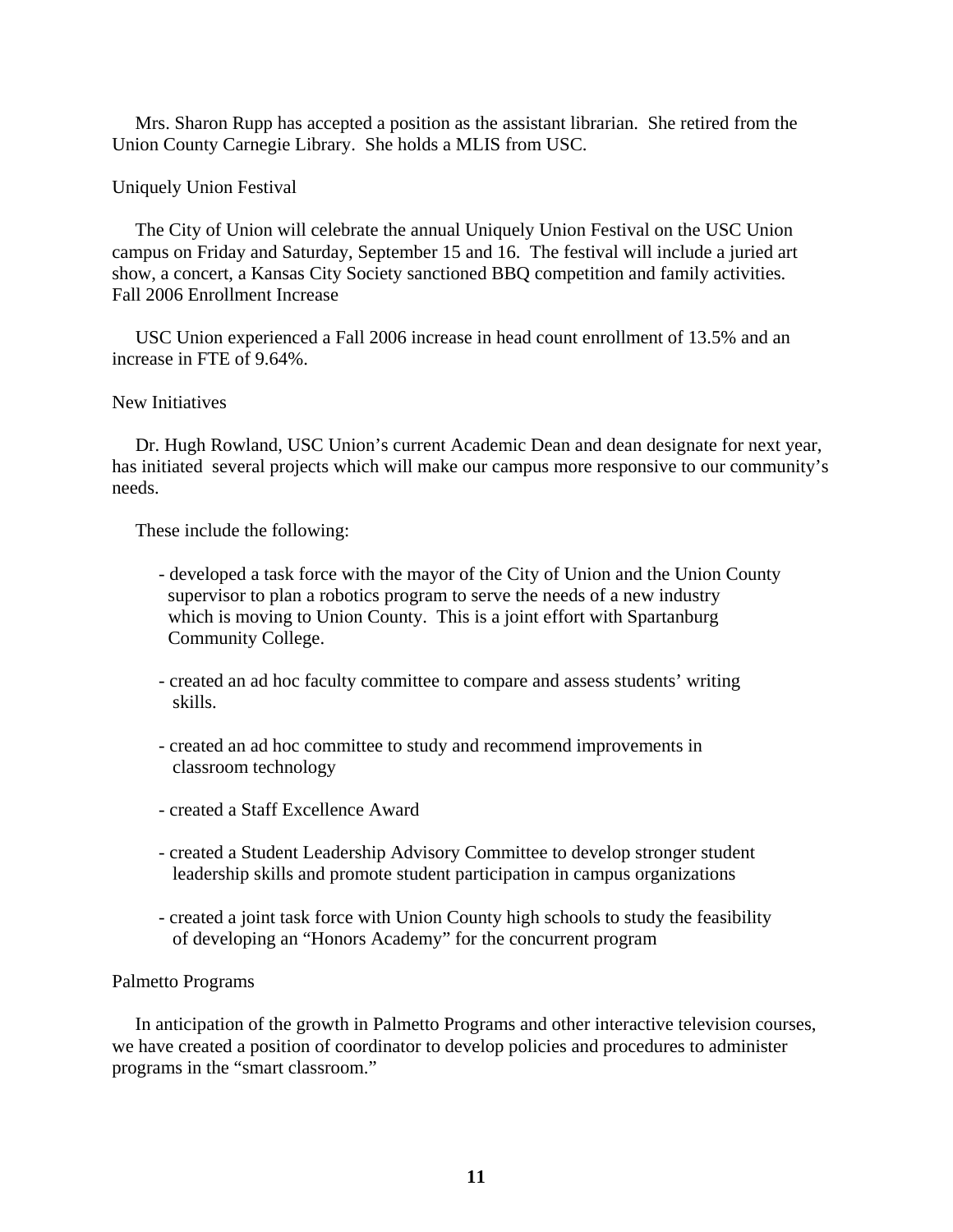Mrs. Sharon Rupp has accepted a position as the assistant librarian. She retired from the Union County Carnegie Library. She holds a MLIS from USC.

Uniquely Union Festival

The City of Union will celebrate the annual Uniquely Union Festival on the USC Union campus on Friday and Saturday, September 15 and 16. The festival will include a juried art show, a concert, a Kansas City Society sanctioned BBQ competition and family activities.

Fall 2006 Enrollment Increase

USC Union experienced a Fall 2006 increase in head count enrollment of 13.5% and an increase in FTE of 9.64%.

New Initiatives

Dr. Hugh Rowland, USC Union's current Academic Dean and dean designate for next year, has initiated several projects which will make our campus more responsive to our community's needs.

These include the following:

- developed a task force with the mayor of the City of Union and the Union County supervisor to plan a robotics program to serve the needs of a new industry which is moving to Union County. This is a joint effort with Spartanburg Community College.
- created an ad hoc faculty committee to compare and assess students' writing skills.
- created an ad hoc committee to study and recommend improvements in classroom technology
- created a Staff Excellence Award
- created a Student Leadership Advisory Committee to develop stronger student leadership skills and promote student participation in campus organizations
- created a joint task force with Union County high schools to study the feasibility of developing an "Honors Academy" for the concurrent program

Palmetto Programs

In anticipation of the growth in Palmetto Programs and other interactive television courses, we have created a position of coordinator to develop policies and procedures to administer programs in the "smart classroom."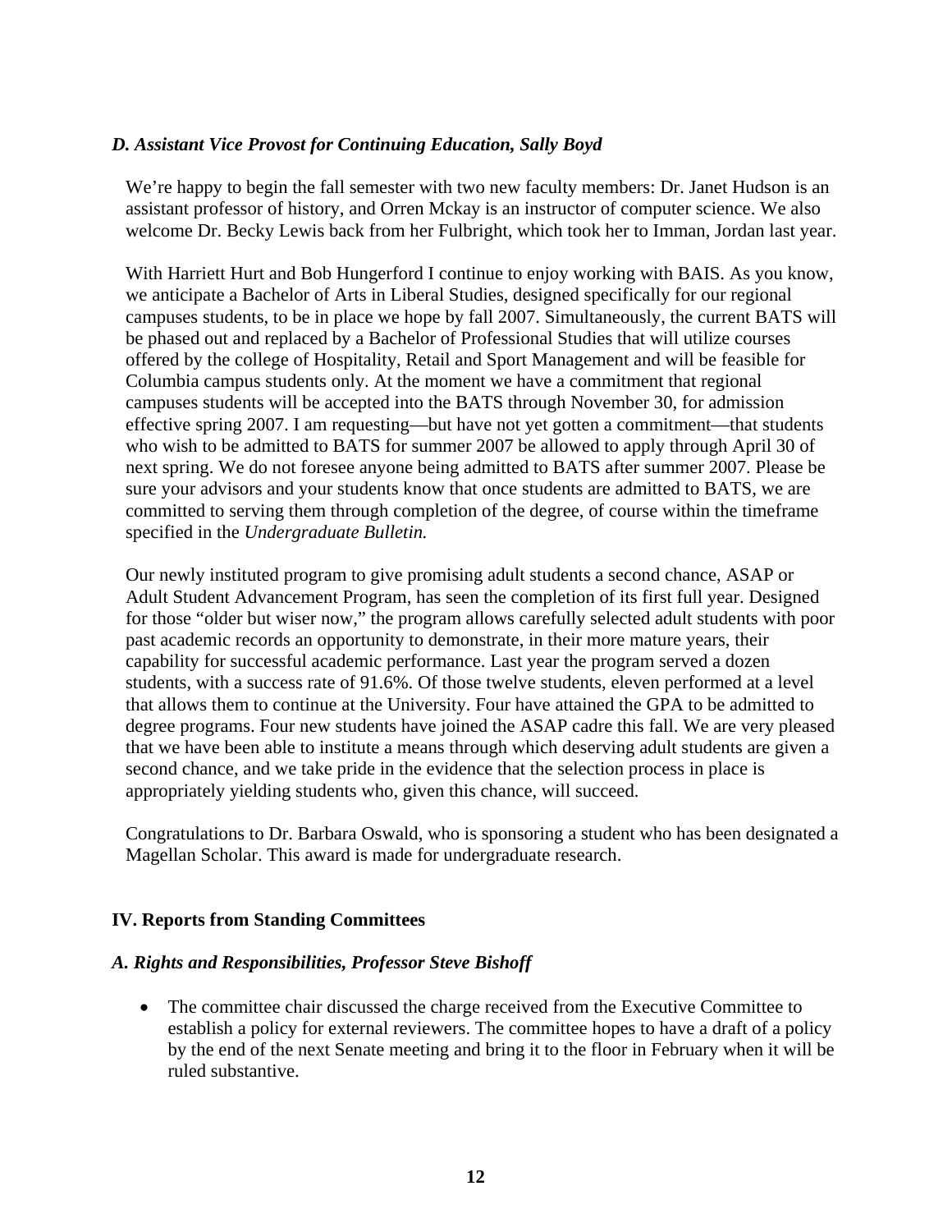### *D. Assistant Vice Provost for Continuing Education, Sally Boyd*

We're happy to begin the fall semester with two new faculty members: Dr. Janet Hudson is an assistant professor of history, and Orren Mckay is an instructor of computer science. We also welcome Dr. Becky Lewis back from her Fulbright, which took her to Imman, Jordan last year.

With Harriett Hurt and Bob Hungerford I continue to enjoy working with BAIS. As you know, we anticipate a Bachelor of Arts in Liberal Studies, designed specifically for our regional campuses students, to be in place we hope by fall 2007. Simultaneously, the current BATS will be phased out and replaced by a Bachelor of Professional Studies that will utilize courses offered by the college of Hospitality, Retail and Sport Management and will be feasible for Columbia campus students only. At the moment we have a commitment that regional campuses students will be accepted into the BATS through November 30, for admission effective spring 2007. I am requesting—but have not yet gotten a commitment—that students who wish to be admitted to BATS for summer 2007 be allowed to apply through April 30 of next spring. We do not foresee anyone being admitted to BATS after summer 2007. Please be sure your advisors and your students know that once students are admitted to BATS, we are committed to serving them through completion of the degree, of course within the timeframe specified in the *Undergraduate Bulletin.*

Our newly instituted program to give promising adult students a second chance, ASAP or Adult Student Advancement Program, has seen the completion of its first full year. Designed for those "older but wiser now," the program allows carefully selected adult students with poor past academic records an opportunity to demonstrate, in their more mature years, their capability for successful academic performance. Last year the program served a dozen students, with a success rate of 91.6%. Of those twelve students, eleven performed at a level that allows them to continue at the University. Four have attained the GPA to be admitted to degree programs. Four new students have joined the ASAP cadre this fall. We are very pleased that we have been able to institute a means through which deserving adult students are given a second chance, and we take pride in the evidence that the selection process in place is appropriately yielding students who, given this chance, will succeed.

Congratulations to Dr. Barbara Oswald, who is sponsoring a student who has been designated a Magellan Scholar. This award is made for undergraduate research.

## IV. Reports from Standing Committees

### *A. Rights and Responsibilities, Professor Steve Bishoff*

- The committee chair discussed the charge received from the Executive Committee to establish a policy for external reviewers. The committee hopes to have a draft of a policy by the end of the next Senate meeting and bring it to the floor in February when it will be ruled substantive.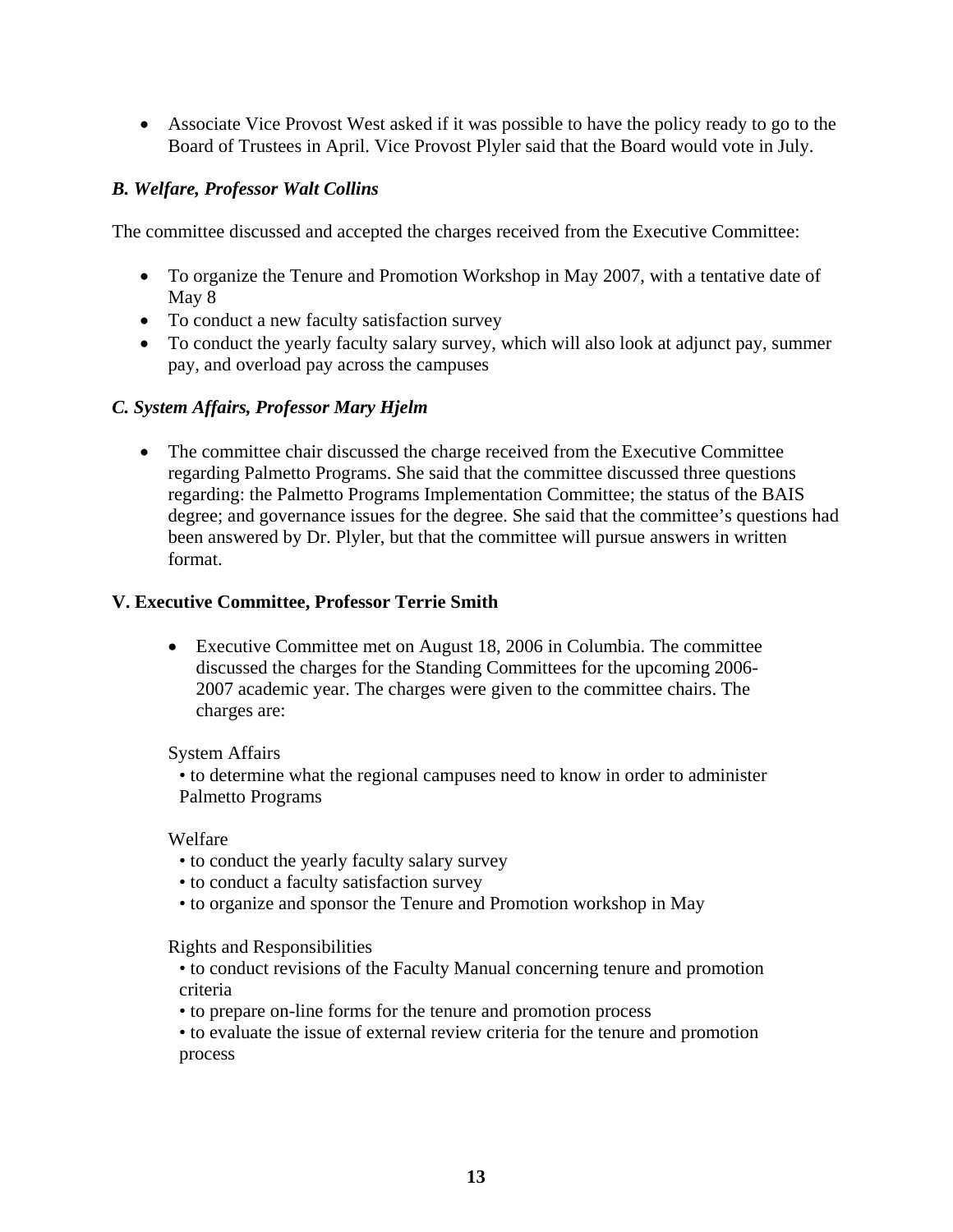- Associate Vice Provost West asked if it was possible to have the policy ready to go to the Board of Trustees in April. Vice Provost Plyler said that the Board would vote in July.

### *B. Welfare, Professor Walt Collins*

The committee discussed and accepted the charges received from the Executive Committee:

- To organize the Tenure and Promotion Workshop in May 2007, with a tentative date of May 8
- To conduct a new faculty satisfaction survey
- To conduct the yearly faculty salary survey, which will also look at adjunct pay, summer pay, and overload pay across the campuses

### *C. System Affairs, Professor Mary Hjelm*

- The committee chair discussed the charge received from the Executive Committee regarding Palmetto Programs. She said that the committee discussed three questions regarding: the Palmetto Programs Implementation Committee; the status of the BAIS degree; and governance issues for the degree. She said that the committee's questions had been answered by Dr. Plyler, but that the committee will pursue answers in written format.

## V. Executive Committee, Professor Terrie Smith

- Executive Committee met on August 18, 2006 in Columbia. The committee discussed the charges for the Standing Committees for the upcoming 2006-2007 academic year. The charges were given to the committee chairs. The charges are:

  System Affairs
  - to determine what the regional campuses need to know in order to administer Palmetto Programs

  Welfare
  - to conduct the yearly faculty salary survey
  - to conduct a faculty satisfaction survey
  - to organize and sponsor the Tenure and Promotion workshop in May

  Rights and Responsibilities
  - to conduct revisions of the Faculty Manual concerning tenure and promotion criteria
  - to prepare on-line forms for the tenure and promotion process
  - to evaluate the issue of external review criteria for the tenure and promotion process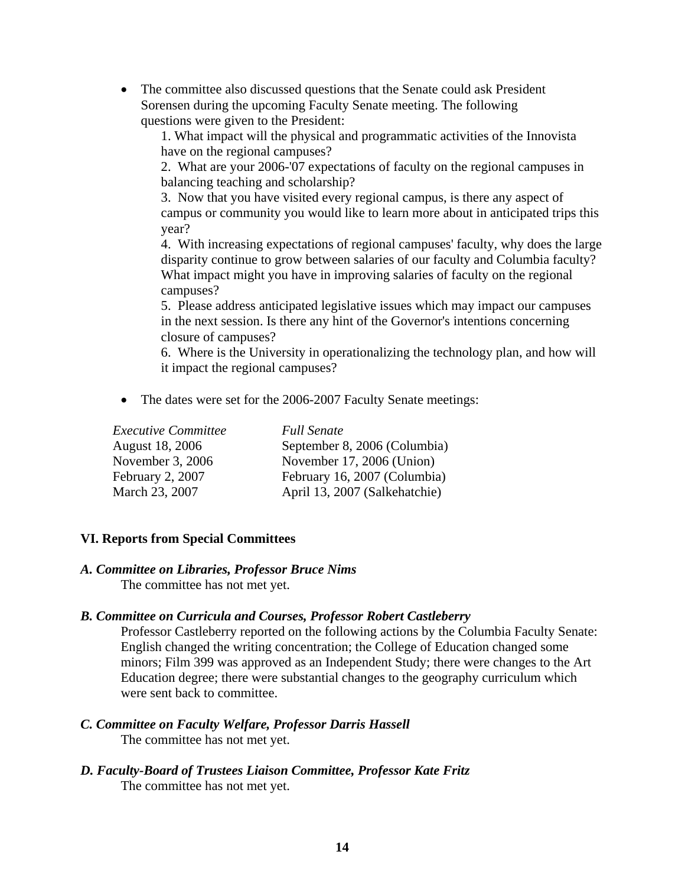- The committee also discussed questions that the Senate could ask President Sorensen during the upcoming Faculty Senate meeting. The following questions were given to the President:

  1. What impact will the physical and programmatic activities of the Innovista have on the regional campuses?
  2. What are your 2006-'07 expectations of faculty on the regional campuses in balancing teaching and scholarship?
  3. Now that you have visited every regional campus, is there any aspect of campus or community you would like to learn more about in anticipated trips this year?
  4. With increasing expectations of regional campuses' faculty, why does the large disparity continue to grow between salaries of our faculty and Columbia faculty? What impact might you have in improving salaries of faculty on the regional campuses?
  5. Please address anticipated legislative issues which may impact our campuses in the next session. Is there any hint of the Governor's intentions concerning closure of campuses?
  6. Where is the University in operationalizing the technology plan, and how will it impact the regional campuses?

- The dates were set for the 2006-2007 Faculty Senate meetings:

| *Executive Committee* | *Full Senate* |
|---|---|
| August 18, 2006 | September 8, 2006 (Columbia) |
| November 3, 2006 | November 17, 2006 (Union) |
| February 2, 2007 | February 16, 2007 (Columbia) |
| March 23, 2007 | April 13, 2007 (Salkehatchie) |

## VI. Reports from Special Committees

***A. Committee on Libraries, Professor Bruce Nims***

The committee has not met yet.

***B. Committee on Curricula and Courses, Professor Robert Castleberry***

Professor Castleberry reported on the following actions by the Columbia Faculty Senate: English changed the writing concentration; the College of Education changed some minors; Film 399 was approved as an Independent Study; there were changes to the Art Education degree; there were substantial changes to the geography curriculum which were sent back to committee.

***C. Committee on Faculty Welfare, Professor Darris Hassell***

The committee has not met yet.

***D. Faculty-Board of Trustees Liaison Committee, Professor Kate Fritz***

The committee has not met yet.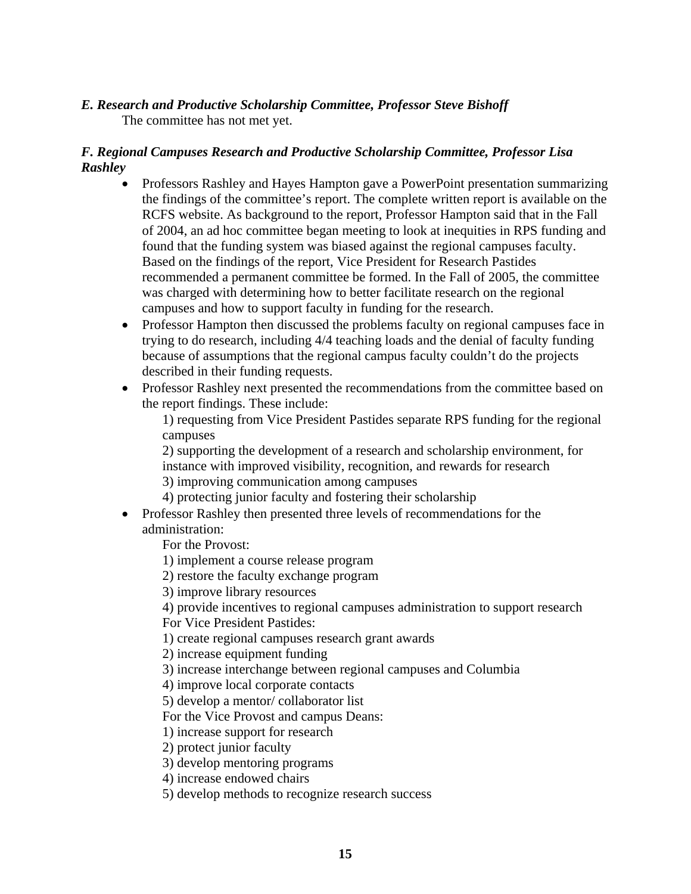***E. Research and Productive Scholarship Committee, Professor Steve Bishoff***

The committee has not met yet.

***F. Regional Campuses Research and Productive Scholarship Committee, Professor Lisa Rashley***

- Professors Rashley and Hayes Hampton gave a PowerPoint presentation summarizing the findings of the committee's report. The complete written report is available on the RCFS website. As background to the report, Professor Hampton said that in the Fall of 2004, an ad hoc committee began meeting to look at inequities in RPS funding and found that the funding system was biased against the regional campuses faculty. Based on the findings of the report, Vice President for Research Pastides recommended a permanent committee be formed. In the Fall of 2005, the committee was charged with determining how to better facilitate research on the regional campuses and how to support faculty in funding for the research.
- Professor Hampton then discussed the problems faculty on regional campuses face in trying to do research, including 4/4 teaching loads and the denial of faculty funding because of assumptions that the regional campus faculty couldn't do the projects described in their funding requests.
- Professor Rashley next presented the recommendations from the committee based on the report findings. These include:

  1) requesting from Vice President Pastides separate RPS funding for the regional campuses

  2) supporting the development of a research and scholarship environment, for instance with improved visibility, recognition, and rewards for research

  3) improving communication among campuses

  4) protecting junior faculty and fostering their scholarship
- Professor Rashley then presented three levels of recommendations for the administration:

  For the Provost:

  1) implement a course release program

  2) restore the faculty exchange program

  3) improve library resources

  4) provide incentives to regional campuses administration to support research

  For Vice President Pastides:

  1) create regional campuses research grant awards

  2) increase equipment funding

  3) increase interchange between regional campuses and Columbia

  4) improve local corporate contacts

  5) develop a mentor/ collaborator list

  For the Vice Provost and campus Deans:

  1) increase support for research

  2) protect junior faculty

  3) develop mentoring programs

  4) increase endowed chairs

  5) develop methods to recognize research success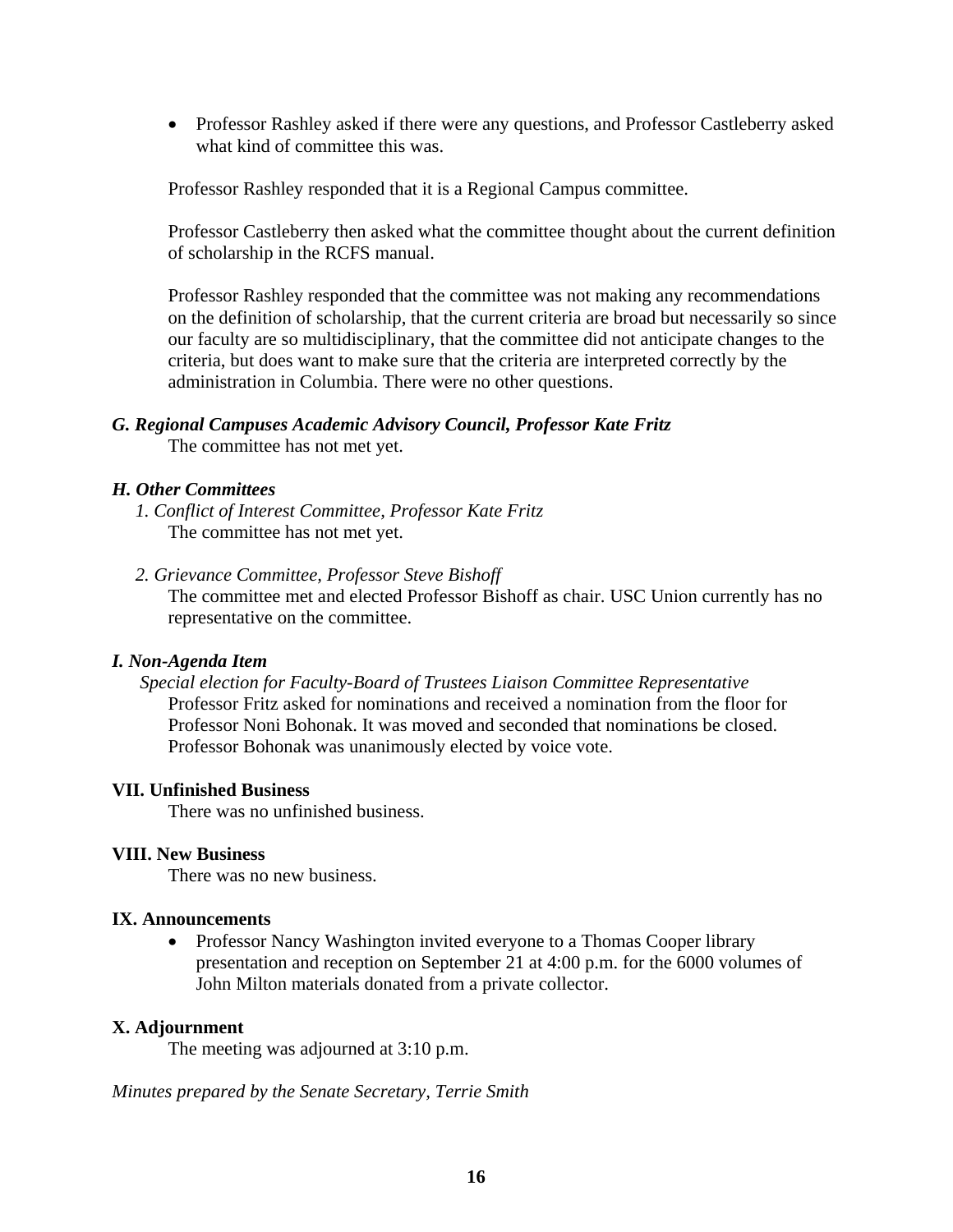- Professor Rashley asked if there were any questions, and Professor Castleberry asked what kind of committee this was.

  Professor Rashley responded that it is a Regional Campus committee.

  Professor Castleberry then asked what the committee thought about the current definition of scholarship in the RCFS manual.

  Professor Rashley responded that the committee was not making any recommendations on the definition of scholarship, that the current criteria are broad but necessarily so since our faculty are so multidisciplinary, that the committee did not anticipate changes to the criteria, but does want to make sure that the criteria are interpreted correctly by the administration in Columbia. There were no other questions.

***G. Regional Campuses Academic Advisory Council, Professor Kate Fritz***

The committee has not met yet.

***H. Other Committees***

*1. Conflict of Interest Committee, Professor Kate Fritz*

The committee has not met yet.

*2. Grievance Committee, Professor Steve Bishoff*

The committee met and elected Professor Bishoff as chair. USC Union currently has no representative on the committee.

***I. Non-Agenda Item***

*Special election for Faculty-Board of Trustees Liaison Committee Representative*

Professor Fritz asked for nominations and received a nomination from the floor for Professor Noni Bohonak. It was moved and seconded that nominations be closed. Professor Bohonak was unanimously elected by voice vote.

**VII. Unfinished Business**

There was no unfinished business.

**VIII. New Business**

There was no new business.

**IX. Announcements**

- Professor Nancy Washington invited everyone to a Thomas Cooper library presentation and reception on September 21 at 4:00 p.m. for the 6000 volumes of John Milton materials donated from a private collector.

**X. Adjournment**

The meeting was adjourned at 3:10 p.m.

*Minutes prepared by the Senate Secretary, Terrie Smith*